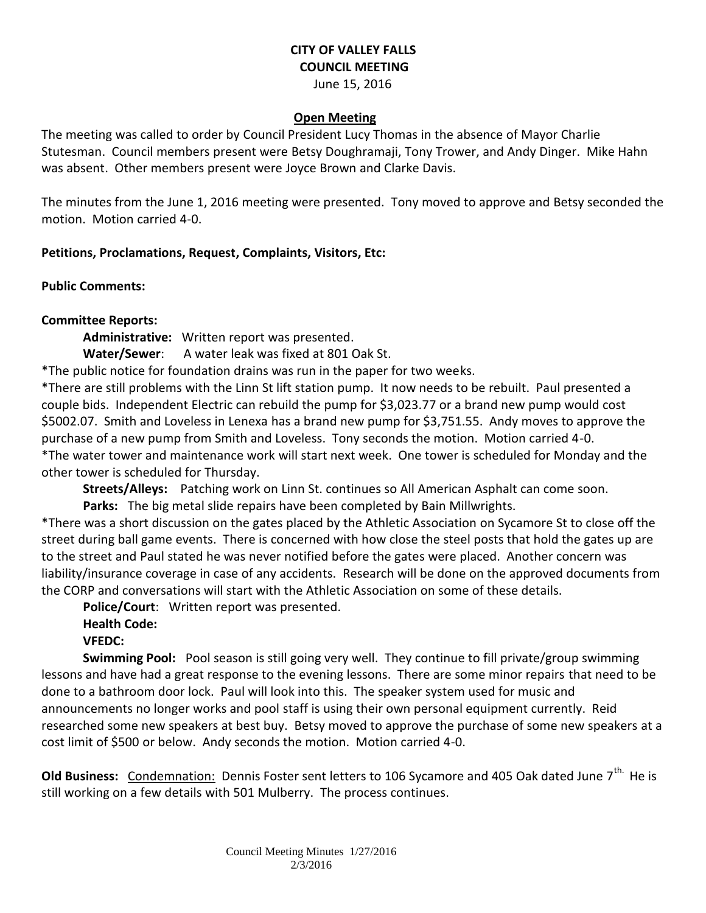**CITY OF VALLEY FALLS**
**COUNCIL MEETING**
June 15, 2016

**Open Meeting**

The meeting was called to order by Council President Lucy Thomas in the absence of Mayor Charlie Stutesman. Council members present were Betsy Doughramaji, Tony Trower, and Andy Dinger. Mike Hahn was absent. Other members present were Joyce Brown and Clarke Davis.

The minutes from the June 1, 2016 meeting were presented. Tony moved to approve and Betsy seconded the motion. Motion carried 4-0.

**Petitions, Proclamations, Request, Complaints, Visitors, Etc:**

**Public Comments:**

**Committee Reports:**

**Administrative:** Written report was presented.

**Water/Sewer**: A water leak was fixed at 801 Oak St.

*The public notice for foundation drains was run in the paper for two weeks.

*There are still problems with the Linn St lift station pump. It now needs to be rebuilt. Paul presented a couple bids. Independent Electric can rebuild the pump for $3,023.77 or a brand new pump would cost $5002.07. Smith and Loveless in Lenexa has a brand new pump for $3,751.55. Andy moves to approve the purchase of a new pump from Smith and Loveless. Tony seconds the motion. Motion carried 4-0.

*The water tower and maintenance work will start next week. One tower is scheduled for Monday and the other tower is scheduled for Thursday.

**Streets/Alleys:** Patching work on Linn St. continues so All American Asphalt can come soon.

**Parks:** The big metal slide repairs have been completed by Bain Millwrights.

*There was a short discussion on the gates placed by the Athletic Association on Sycamore St to close off the street during ball game events. There is concerned with how close the steel posts that hold the gates up are to the street and Paul stated he was never notified before the gates were placed. Another concern was liability/insurance coverage in case of any accidents. Research will be done on the approved documents from the CORP and conversations will start with the Athletic Association on some of these details.

**Police/Court**: Written report was presented.

**Health Code:**

**VFEDC:**

**Swimming Pool:** Pool season is still going very well. They continue to fill private/group swimming lessons and have had a great response to the evening lessons. There are some minor repairs that need to be done to a bathroom door lock. Paul will look into this. The speaker system used for music and announcements no longer works and pool staff is using their own personal equipment currently. Reid researched some new speakers at best buy. Betsy moved to approve the purchase of some new speakers at a cost limit of $500 or below. Andy seconds the motion. Motion carried 4-0.

**Old Business:** Condemnation: Dennis Foster sent letters to 106 Sycamore and 405 Oak dated June 7th. He is still working on a few details with 501 Mulberry. The process continues.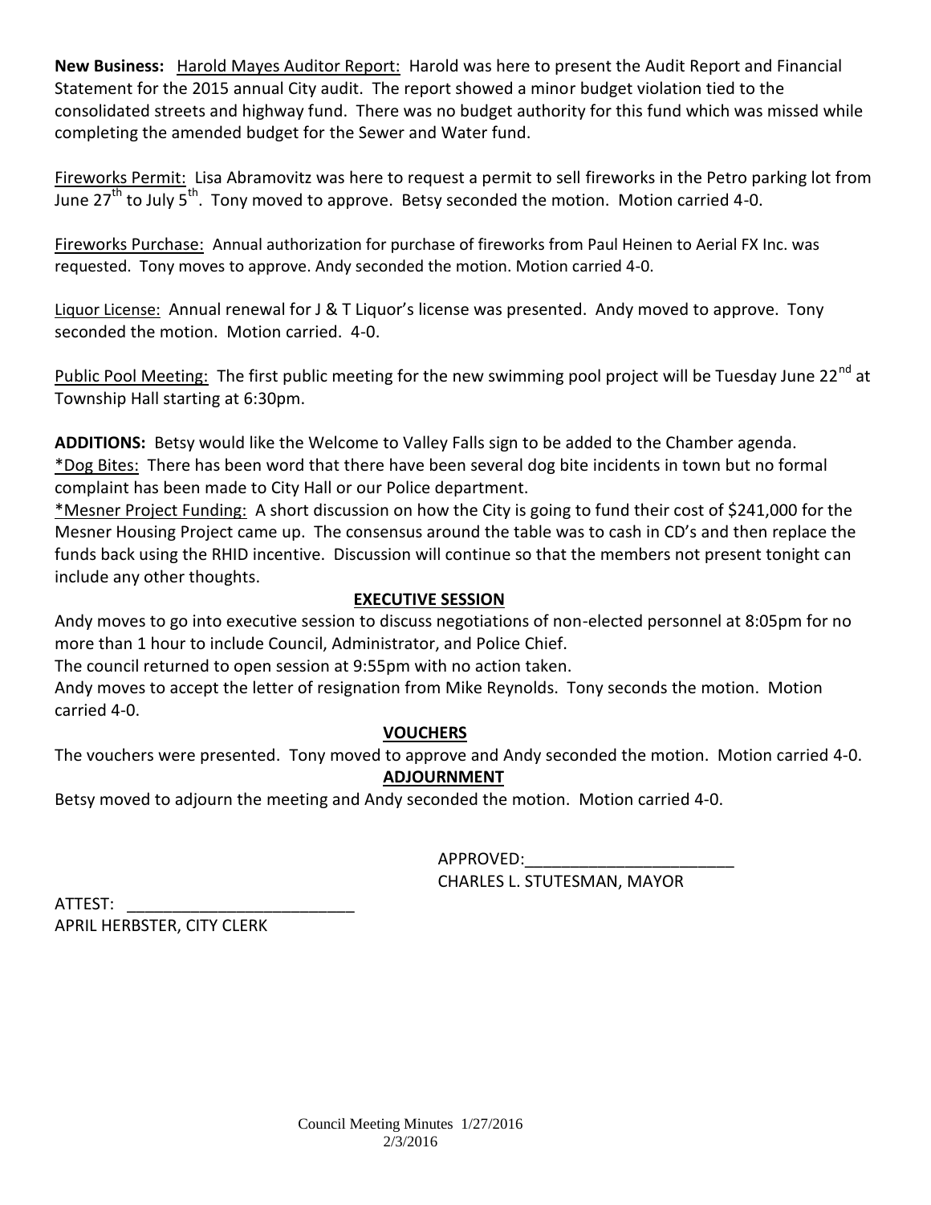**New Business:** Harold Mayes Auditor Report: Harold was here to present the Audit Report and Financial Statement for the 2015 annual City audit. The report showed a minor budget violation tied to the consolidated streets and highway fund. There was no budget authority for this fund which was missed while completing the amended budget for the Sewer and Water fund.

Fireworks Permit: Lisa Abramovitz was here to request a permit to sell fireworks in the Petro parking lot from June 27th to July 5th. Tony moved to approve. Betsy seconded the motion. Motion carried 4-0.

Fireworks Purchase: Annual authorization for purchase of fireworks from Paul Heinen to Aerial FX Inc. was requested. Tony moves to approve. Andy seconded the motion. Motion carried 4-0.

Liquor License: Annual renewal for J & T Liquor's license was presented. Andy moved to approve. Tony seconded the motion. Motion carried. 4-0.

Public Pool Meeting: The first public meeting for the new swimming pool project will be Tuesday June 22nd at Township Hall starting at 6:30pm.

**ADDITIONS:** Betsy would like the Welcome to Valley Falls sign to be added to the Chamber agenda.
*Dog Bites: There has been word that there have been several dog bite incidents in town but no formal complaint has been made to City Hall or our Police department.
*Mesner Project Funding: A short discussion on how the City is going to fund their cost of $241,000 for the Mesner Housing Project came up. The consensus around the table was to cash in CD's and then replace the funds back using the RHID incentive. Discussion will continue so that the members not present tonight can include any other thoughts.

**EXECUTIVE SESSION**

Andy moves to go into executive session to discuss negotiations of non-elected personnel at 8:05pm for no more than 1 hour to include Council, Administrator, and Police Chief.
The council returned to open session at 9:55pm with no action taken.
Andy moves to accept the letter of resignation from Mike Reynolds. Tony seconds the motion. Motion carried 4-0.

**VOUCHERS**

The vouchers were presented. Tony moved to approve and Andy seconded the motion. Motion carried 4-0.

**ADJOURNMENT**

Betsy moved to adjourn the meeting and Andy seconded the motion. Motion carried 4-0.

APPROVED:\_\_\_\_\_\_\_\_\_\_\_\_\_\_\_\_\_\_\_\_\_\_\_\_
CHARLES L. STUTESMAN, MAYOR

ATTEST: \_\_\_\_\_\_\_\_\_\_\_\_\_\_\_\_\_\_\_\_\_\_\_\_\_\_
APRIL HERBSTER, CITY CLERK

Council Meeting Minutes 1/27/2016
2/3/2016